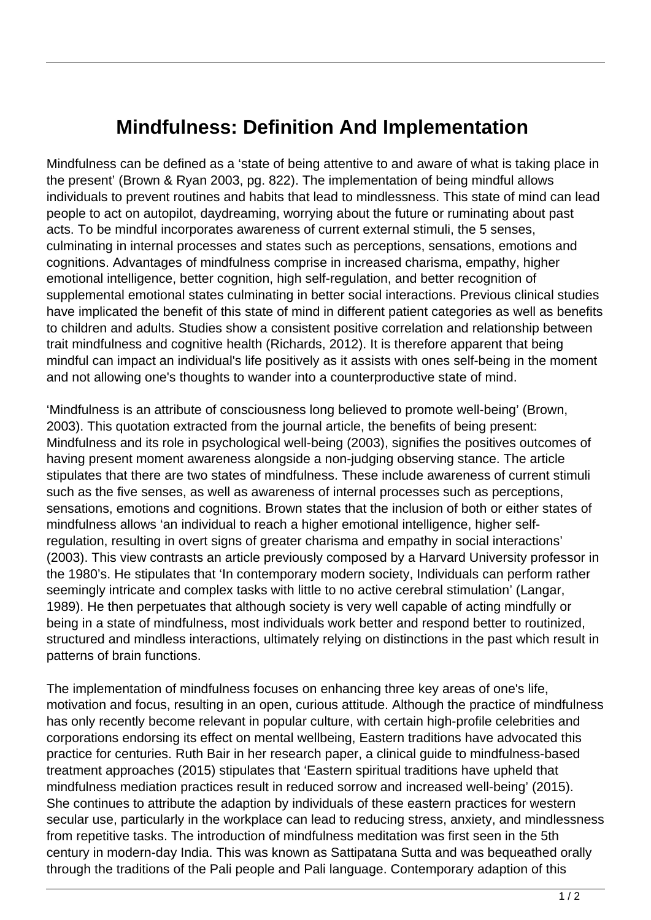# Mindfulness: Definition And Implementation

Mindfulness can be defined as a 'state of being attentive to and aware of what is taking place in the present' (Brown & Ryan 2003, pg. 822). The implementation of being mindful allows individuals to prevent routines and habits that lead to mindlessness. This state of mind can lead people to act on autopilot, daydreaming, worrying about the future or ruminating about past acts. To be mindful incorporates awareness of current external stimuli, the 5 senses, culminating in internal processes and states such as perceptions, sensations, emotions and cognitions. Advantages of mindfulness comprise in increased charisma, empathy, higher emotional intelligence, better cognition, high self-regulation, and better recognition of supplemental emotional states culminating in better social interactions. Previous clinical studies have implicated the benefit of this state of mind in different patient categories as well as benefits to children and adults. Studies show a consistent positive correlation and relationship between trait mindfulness and cognitive health (Richards, 2012). It is therefore apparent that being mindful can impact an individual's life positively as it assists with ones self-being in the moment and not allowing one's thoughts to wander into a counterproductive state of mind.

'Mindfulness is an attribute of consciousness long believed to promote well-being' (Brown, 2003). This quotation extracted from the journal article, the benefits of being present: Mindfulness and its role in psychological well-being (2003), signifies the positives outcomes of having present moment awareness alongside a non-judging observing stance. The article stipulates that there are two states of mindfulness. These include awareness of current stimuli such as the five senses, as well as awareness of internal processes such as perceptions, sensations, emotions and cognitions. Brown states that the inclusion of both or either states of mindfulness allows 'an individual to reach a higher emotional intelligence, higher self-regulation, resulting in overt signs of greater charisma and empathy in social interactions' (2003). This view contrasts an article previously composed by a Harvard University professor in the 1980's. He stipulates that 'In contemporary modern society, Individuals can perform rather seemingly intricate and complex tasks with little to no active cerebral stimulation' (Langar, 1989). He then perpetuates that although society is very well capable of acting mindfully or being in a state of mindfulness, most individuals work better and respond better to routinized, structured and mindless interactions, ultimately relying on distinctions in the past which result in patterns of brain functions.

The implementation of mindfulness focuses on enhancing three key areas of one's life, motivation and focus, resulting in an open, curious attitude. Although the practice of mindfulness has only recently become relevant in popular culture, with certain high-profile celebrities and corporations endorsing its effect on mental wellbeing, Eastern traditions have advocated this practice for centuries. Ruth Bair in her research paper, a clinical guide to mindfulness-based treatment approaches (2015) stipulates that 'Eastern spiritual traditions have upheld that mindfulness mediation practices result in reduced sorrow and increased well-being' (2015). She continues to attribute the adaption by individuals of these eastern practices for western secular use, particularly in the workplace can lead to reducing stress, anxiety, and mindlessness from repetitive tasks. The introduction of mindfulness meditation was first seen in the 5th century in modern-day India. This was known as Sattipatana Sutta and was bequeathed orally through the traditions of the Pali people and Pali language. Contemporary adaption of this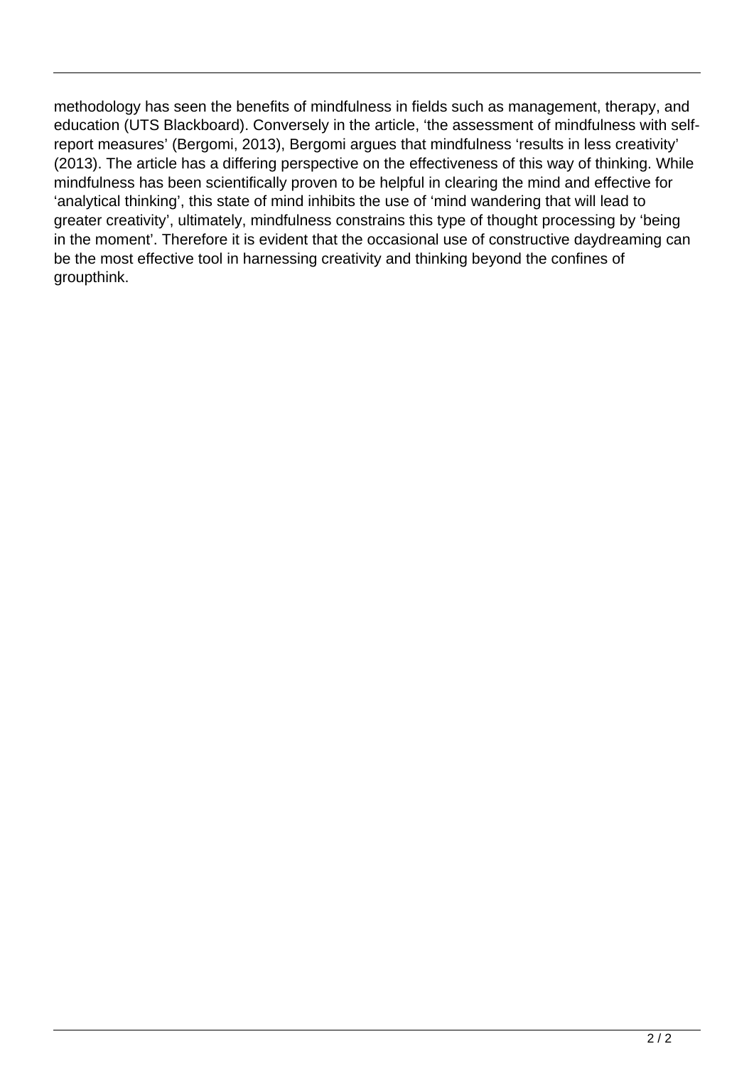methodology has seen the benefits of mindfulness in fields such as management, therapy, and education (UTS Blackboard). Conversely in the article, 'the assessment of mindfulness with self-report measures' (Bergomi, 2013), Bergomi argues that mindfulness 'results in less creativity' (2013). The article has a differing perspective on the effectiveness of this way of thinking. While mindfulness has been scientifically proven to be helpful in clearing the mind and effective for 'analytical thinking', this state of mind inhibits the use of 'mind wandering that will lead to greater creativity', ultimately, mindfulness constrains this type of thought processing by 'being in the moment'. Therefore it is evident that the occasional use of constructive daydreaming can be the most effective tool in harnessing creativity and thinking beyond the confines of groupthink.